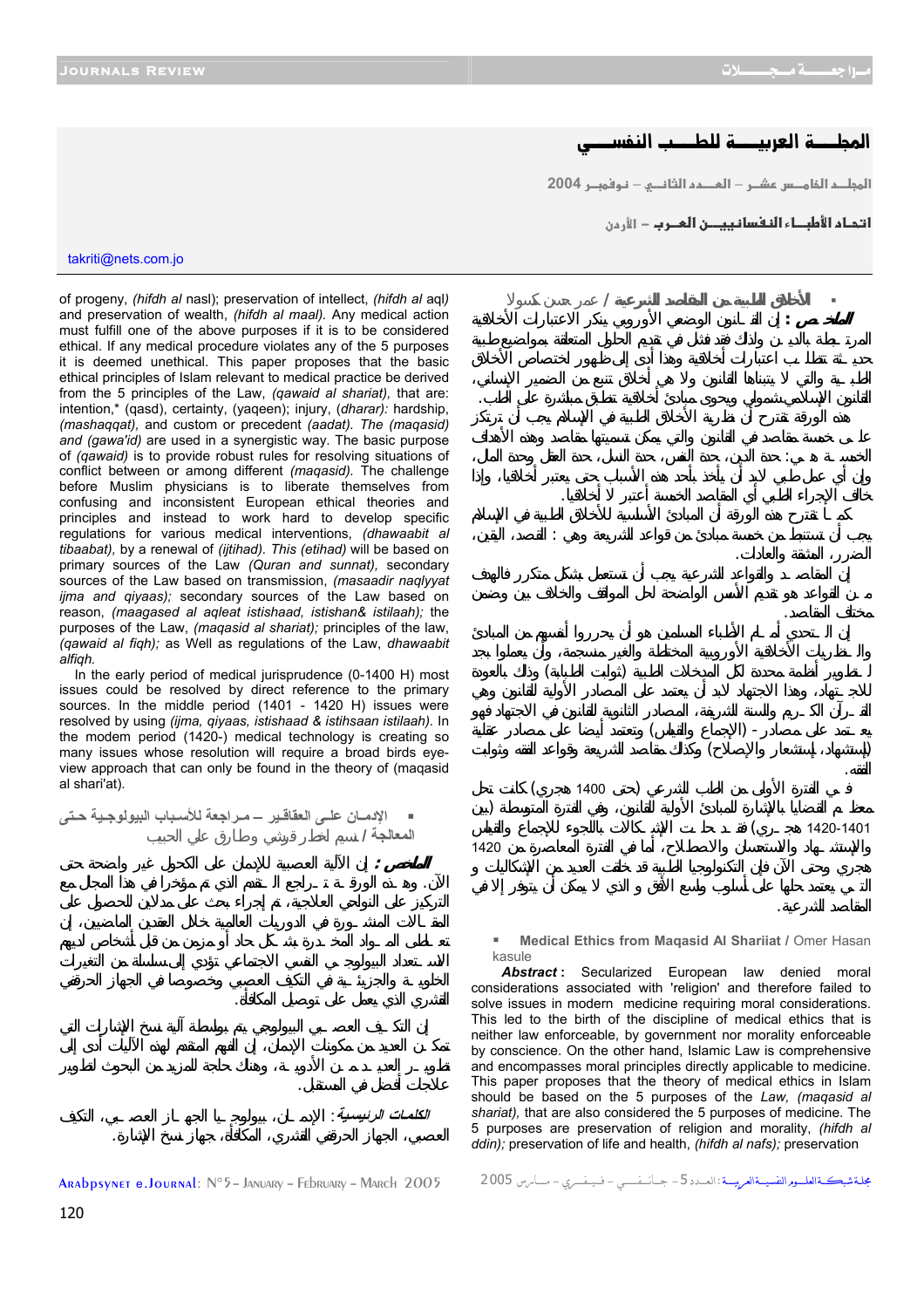# المجلــة العربيــة للطــب النفسـي

**المجلــد الخامــس عشــر – العــدد الثانــي – نوفمبــر 2004**

**اتحــاد الأطبــاء النفسانييــن العــرب – الأردن**

takriti@nets.com.jo

- **الأخلاق الطبية من المقاصد الشرعية** / عمر حسن كسولا

**الملخص:** إن القانون الوضعي الأوروبي ينكر الاعتبارات الأخلاقية المرتبطة بالدين ولذلك فقد فشل في تقديم الحلول المتعلقة بمواضيع طبية حديثة تتطلب اعتبارات أخلاقية وهذا أدى إلى ظهور اختصاص الأخلاق الطبية والتي لا يتبناها القانون ولا هي أخلاق تنبع من الضمير الإنساني، القانون الإسلامي شمولي ويحوي مبادئ أخلاقية تطبق مباشرة على الطب.

هذه الورقة تقترح أن نظرية الأخلاق الطبية في الإسلام يجب أن ترتكز على خمسة مقاصد في القانون والتي يمكن تسميتها مقاصد وهذه الأهداف الخمسة هي: حفظ الدين، حفظ النفس، حفظ النسل، حفظ العقل وحفظ المال، وإن أي عمل طبي لابد أن يأخذ بأحد هذه الأسباب حتى يعتبر أخلاقيا، وإذا خالف الإجراء الطبي أي المقاصد الخمسة أعتبر لا أخلاقيا.

كما تقترح هذه الورقة أن المبادئ الأساسية للأخلاق الطبية في الإسلام يجب أن تستنبط من خمسة مبادئ من قواعد الشريعة وهي: القصد، اليقين، الضرر، المشقة والعادات.

إن المقاصد والقواعد الشرعية يجب أن تستعمل بشكل متكرر فالهدف من القواعد هو تقديم الأسس الواضحة لحل المواقف والخلاف بين وضمن مختلف المقاصد.

إن التحدي أمام الأطباء المسلمين هو أن يحرروا أنفسهم من المبادئ والنظريات الأخلاقية الأوروبية المختلطة والغير منسجمة، وأن يعملوا بجد لتطوير أنظمة محددة لكل المدخلات الطبية (ثوابت الطبابة) وذلك بالعودة للاجتهاد، وهذا الاجتهاد لابد أن يعتمد على المصادر الأولية للقانون وهي القرآن الكريم والسنة الشريفة، المصادر الثانوية للقانون في الاجتهاد فهو يعتمد على مصادر - (الإجماع والقياس) وتعتمد أيضا على مصادر عقلية (الاستشهاد، الاستشعار والإصلاح) وكذلك مقاصد الشريعة وقواعد الفقه وثوابت الفقه.

في الفترة الأولى من الطب الشرعي (حتى 1400 هجري) كانت تحل معظم القضايا بالإشارة للمبادئ الأولية للقانون، وفي الفترة المتوسطة (بين 1401-1420 هجري) فقد حلت الإشكالات باللجوء للإجماع والقياس والاستشهاد والاستحسان والاصطلاح، أما في الفترة المعاصرة من 1420 هجري وحتى الآن فإن التكنولوجيا الطبية قد خلقت العديد من الإشكاليات والتي يعتمد حلها على أسلوب واسع الأفق و الذي لا يمكن أن يتوفر إلا في المقاصد الشرعية.

- **Medical Ethics from Maqasid Al Shariiat** / Omer Hasan kasule

***Abstract*:** Secularized European law denied moral considerations associated with 'religion' and therefore failed to solve issues in modern medicine requiring moral considerations. This led to the birth of the discipline of medical ethics that is neither law enforceable, by government nor morality enforceable by conscience. On the other hand, Islamic Law is comprehensive and encompasses moral principles directly applicable to medicine. This paper proposes that the theory of medical ethics in Islam should be based on the 5 purposes of the *Law, (maqasid al shariat),* that are also considered the 5 purposes of medicine. The 5 purposes are preservation of religion and morality, *(hifdh al ddin);* preservation of life and health, *(hifdh al nafs);* preservation of progeny, *(hifdh al* nasl); preservation of intellect, *(hifdh al* aql*)* and preservation of wealth, *(hifdh al maal).* Any medical action must fulfill one of the above purposes if it is to be considered ethical. If any medical procedure violates any of the 5 purposes it is deemed unethical. This paper proposes that the basic ethical principles of Islam relevant to medical practice be derived from the 5 principles of the Law, *(qawaid al shariat),* that are: intention,* (qasd), certainty, (yaqeen); injury, *(dharar):* hardship, *(mashaqqat),* and custom or precedent *(aadat). The (maqasid)* and *(qawa'id)* are used in a synergistic way. The basic purpose of *(qawaid)* is to provide robust rules for resolving situations of conflict between or among different *(maqasid).* The challenge before Muslim physicians is to liberate themselves from confusing and inconsistent European ethical theories and principles and instead to work hard to develop specific regulations for various medical interventions, *(dhawaabit al tibaabat),* by a renewal of *(ijtihad). This (etihad)* will be based on primary sources of the Law *(Quran and sunnat),* secondary sources of the Law based on transmission, *(masaadir naqlyyat ijma and qiyaas);* secondary sources of the Law based on reason, *(maagased al aqleat istishad, istishan& istilaah);* the purposes of the Law, *(maqasid al shariat);* principles of the law, *(qawaid al fiqh);* as Well as regulations of the Law, *dhawaabit alfiqh.*

In the early period of medical jurisprudence (0-1400 H) most issues could be resolved by direct reference to the primary sources. In the middle period (1401 - 1420 H) issues were resolved by using *(ijma, qiyaas, istishaad & istihsaan istilaah).* In the modem period (1420-) medical technology is creating so many issues whose resolution will require a broad birds eye-view approach that can only be found in the theory of (maqasid al shari'at).

- **الإدمــان علـى العقاقيـر – مراجعة للأسباب البيولوجيـة حتى المعالجة** / نسيم لخطر قريشي وطارق علي الحبيب

**الملخص:** إن الآلية العصبية للإدمان على الكحول غير واضحة حتى الآن. وهذه الورقة تراجع التقدم الذي تم مؤخرا في هذا المجال مع التركيز على النواحي العلاجية، تم إجراء بحث على مدلاين للحصول على المقالات المنشورة في الدوريات العالمية خلال العقدين الماضيين، إن تعاطي المواد المخدرة بشكل حاد أو مزمن من قبل أشخاص لديهم الاستعداد البيولوجي النفسي الاجتماعي تؤدي إلى سلسلة من التغيرات الخلوية والجزيئية في التكيف العصبي وخصوصا في الجهاز الحرقفي القشري الذي يعمل على توصيل المكافأة.

إن التكيف العصبي البيولوجي يتم بواسطة آلية نسخ الإشارات التي تمكن العديد من مكونات الإدمان، إن الفهم المتقدم لهذه الآليات أدى إلى تطوير العديد من الأدوية، وهناك حاجة للمزيد من البحوث لتطوير علاجات أفضل في المستقبل.

*الكلمات الرئيسية:* الإدمان، بيولوجيا الجهاز العصبي، التكيف العصبي، الجهاز الحرقفي القشري، المكافأة، جهاز نسخ الإشارة.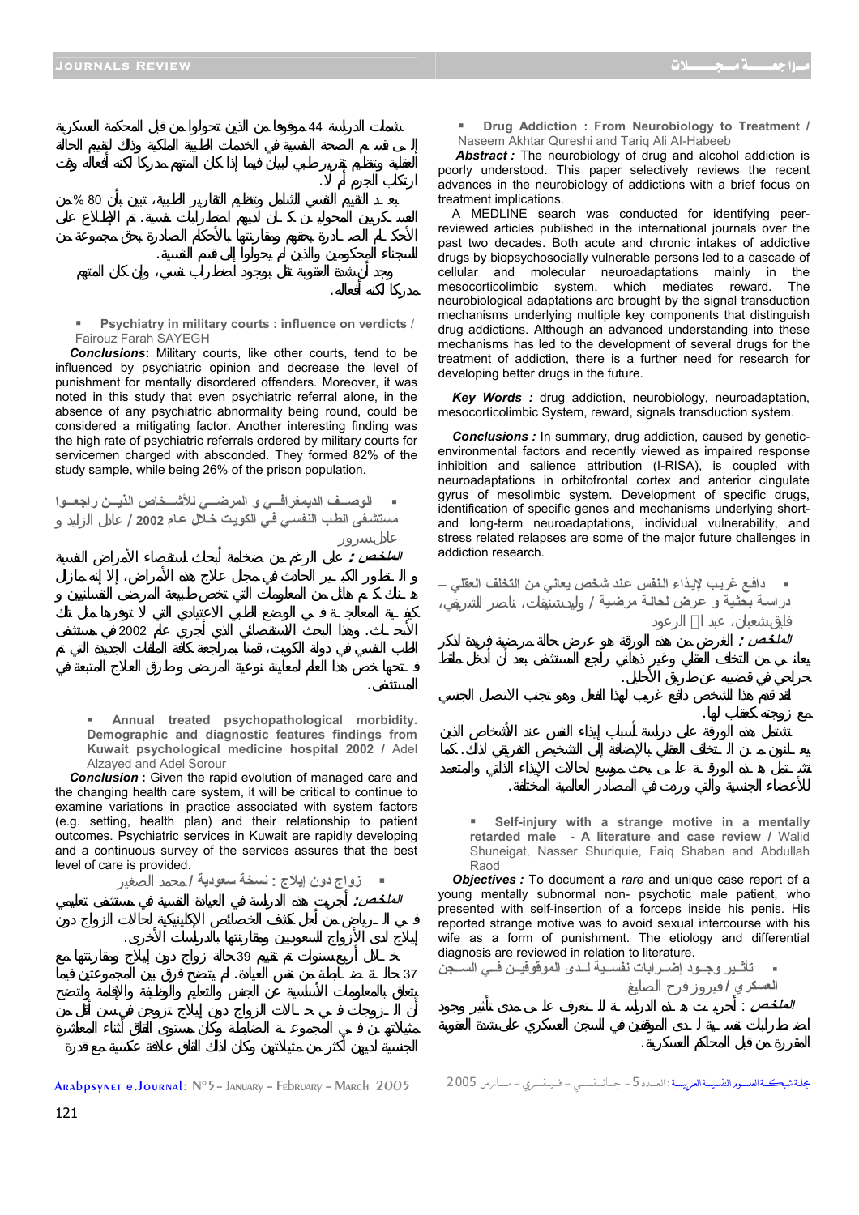- **Drug Addiction : From Neurobiology to Treatment** / Naseem Akhtar Qureshi and Tariq Ali Al-Habeeb

***Abstract :*** The neurobiology of drug and alcohol addiction is poorly understood. This paper selectively reviews the recent advances in the neurobiology of addictions with a brief focus on treatment implications.

A MEDLINE search was conducted for identifying peer-reviewed articles published in the international journals over the past two decades. Both acute and chronic intakes of addictive drugs by biopsychosocially vulnerable persons led to a cascade of cellular and molecular neuroadaptations mainly in the mesocorticolimbic system, which mediates reward. The neurobiological adaptations arc brought by the signal transduction mechanisms underlying multiple key components that distinguish drug addictions. Although an advanced understanding into these mechanisms has led to the development of several drugs for the treatment of addiction, there is a further need for research for developing better drugs in the future.

***Key Words :*** drug addiction, neurobiology, neuroadaptation, mesocorticolimbic System, reward, signals transduction system.

***Conclusions :*** In summary, drug addiction, caused by genetic-environmental factors and recently viewed as impaired response inhibition and salience attribution (I-RISA), is coupled with neuroadaptations in orbitofrontal cortex and anterior cingulate gyrus of mesolimbic system. Development of specific drugs, identification of specific genes and mechanisms underlying short- and long-term neuroadaptations, individual vulnerability, and stress related relapses are some of the major future challenges in addiction research.

- **دافع غريب لإيذاء النفس عند شخص يعاني من التخلف العقلي – دراسة بحثية و عرض لحالة مرضية** / وليدشنيقات، ناصر الشريقي، فايقشعبان، عبد الله الرعود

***الملخص :*** الغرض من هذه الورقة هو عرض حالة مرضية فريدة لذكر يعاني من التخلف العقلي وغير ذهاني راجع المستشفى بعد أن أدخل ملقط جراحي في قضيبه عن طريق الأحليل.

لقد قدم هذا الشخص دافع غريب لهذا الفعل وهو تجنب الاتصال الجنسي مع زوجته كعقاب لها.

تشتمل هذه الورقة على دراسة لأسباب إيذاء النفس عند الأشخاص الذين يعانون من التخلف العقلي بالإضافة إلى التشخيص التفريقي لذلك. كما تشتمل هذه الورقة على بحث موسع لحالات الإيذاء الذاتي والمتعمد للأعضاء الجنسية والتي وردت في المصادر العالمية المختلفة.

- **Self-injury with a strange motive in a mentally retarded male - A literature and case review** / Walid Shuneigat, Nasser Shuriquie, Faiq Shaban and Abdullah Raod

***Objectives :*** To document a *rare* and unique case report of a young mentally subnormal non- psychotic male patient, who presented with self-insertion of a forceps inside his penis. His reported strange motive was to avoid sexual intercourse with his wife as a form of punishment. The etiology and differential diagnosis are reviewed in relation to literature.

- **تأثير وجود إضطرابات نفسية لدى الموقوفين في السجن العسكري** / فيروز فرح الصايغ

***الملخص :*** أجريت هذه الدراسة للتعرف على مدى تأثير وجود اضطرابات نفسية لدى الموقوفين في السجن العسكري على شدة العقوبة المقررة من قبل المحاكم العسكرية.

شملت الدراسة 44 موقوفا من الذين تحولوا من قبل المحكمة العسكرية إلى قسم الصحة النفسية في الخدمات الطبية الملكية وذلك لتقييم الحالة العقلية وتنظيم تقرير طبي لبيان فيما إذا كان المتهم مدركا لكنه أفعاله وقت ارتكاب الجرم أم لا.

بعد التقييم النفسي الشامل وتنظيم التقارير الطبية، تبين بأن 80 % من العسكريين المحولين كان لديهم اضطرابات نفسية. تم الإطلاع على الأحكام الصادرة بحقهم ومقارنتها بالأحكام الصادرة بحق مجموعة من المساجين المحكومين والذين لم يحولوا إلى قسم النفسية.

وجد أن شدة العقوبة تقل بوجود اضطراب نفسي، وإن كان المتهم مدركا لكنه أفعاله.

- **Psychiatry in military courts : influence on verdicts** / Fairouz Farah SAYEGH

***Conclusions*:** Military courts, like other courts, tend to be influenced by psychiatric opinion and decrease the level of punishment for mentally disordered offenders. Moreover, it was noted in this study that even psychiatric referral alone, in the absence of any psychiatric abnormality being round, could be considered a mitigating factor. Another interesting finding was the high rate of psychiatric referrals ordered by military courts for servicemen charged with absconded. They formed 82% of the study sample, while being 26% of the prison population.

- **الوصف الديمغرافي و المرضي للأشخاص الذين راجعوا مستشفى الطب النفسي في الكويت خلال عام 2002** / عادل الزايد و عادل سرور

***الملخص :*** على الرغم من ضخامة أبحاث استقصاء الأمراض النفسية والتطور الكبير الحادث في مجال علاج هذه الأمراض، إلا إنه مازال هناك كم هائل من المعلومات التي تخص طبيعة المرضى النفسانيين وكيفية المعالجة في الوضع الطبي الاعتيادي التي لا تتوفرها مثل تلك الأبحاث. وهذا البحث الاستقصائي الذي أجري عام 2002 في مستشفى الطب النفسي في دولة الكويت، قمنا بمراجعة كافة الملفات الجديدة التي تم فتحها خص هذا العام لمعاينة نوعية المرضى وطرق العلاج المتبعة في المستشفى.

- **Annual treated psychopathological morbidity. Demographic and diagnostic features findings from Kuwait psychological medicine hospital 2002** / Adel Alzayed and Adel Sorour

***Conclusion* :** Given the rapid evolution of managed care and the changing health care system, it will be critical to continue to examine variations in practice associated with system factors (e.g. setting, health plan) and their relationship to patient outcomes. Psychiatric services in Kuwait are rapidly developing and a continuous survey of the services assures that the best level of care is provided.

- **زواج دون إيلاج : نسخة سعودية** / محمد الصغير

***الملخص:*** أجريت هذه الدراسة في العيادة النفسية في مستشفى تعليمي في الرياض من أجل كشف الخصائص الإكلينيكية لحالات الزواج دون إيلاج لدى الأزواج السعوديين ومقارنتها بالدراسات الأخرى.

خلال أربع سنوات تم تقييم 39 حالة زواج دون إيلاج ومقارنتها مع 37 حالة ضابطة من نفس العيادة. لم يتضح فرق بين المجموعتين فيما يتعلق بالمعلومات الأساسية عن الجنس والتعليم والوظيفة والإقامة واتضح أن الزوجات في حالات الزواج دون إيلاج تزوجن في سن أقل من مثيلاتهن في المجموعة الضابطة وكان مستوى القلق أثناء المعاشرة الجنسية لديهن لأكثر من مثيلاتهن وكان لذلك القلق علاقة عكسية مع قدرة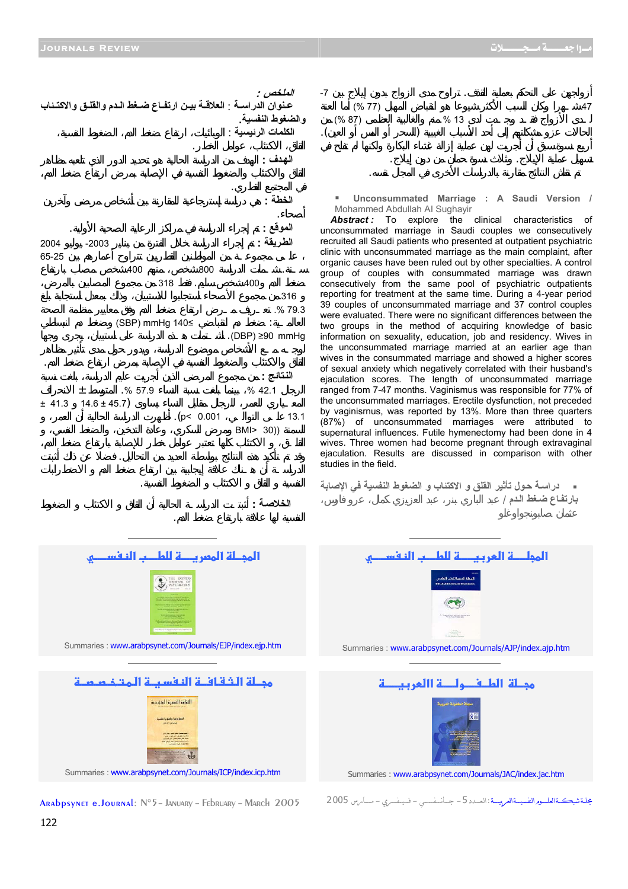أزواجهن على التحكم بعملية القذف. تراوحت مدى الزواج بدون إيلاج بين 7-47 شهراً وكان السبب الأكثر شيوعاً هو تشنج المهبل (77 %) أما العنة في 13 % منهم والغالبية العظمى (87 %) من الحالات عزوا مشكلتهم إلى أحد الأسباب الغيبية (السحر أو المس أو العين). أربع سيدات أجرين لهن عملية إزالة غشاء البكارة ولكنها لم تفلح في تسهيل عملية الإيلاج. وثلاث نسوة حملن من دون إيلاج. تم نقاش النتائج مقارنة بالدراسات الأخرى في المجال نفسه.

- **Unconsummated Marriage : A Saudi Version** / Mohammed Abdullah Al Sughayir

***Abstract :*** To explore the clinical characteristics of unconsummated marriage in Saudi couples we consecutively recruited all Saudi patients who presented at outpatient psychiatric clinic with unconsummated marriage as the main complaint, after organic causes have been ruled out by other specialties. A control group of couples with consummated marriage was drawn consecutively from the same pool of psychiatric outpatients reporting for treatment at the same time. During a 4-year period 39 couples of unconsummated marriage and 37 control couples were evaluated. There were no significant differences between the two groups in the method of acquiring knowledge of basic information on sexuality, education, job and residency. Wives in the unconsummated marriage married at an earlier age than wives in the consummated marriage and showed a higher scores of sexual anxiety which negatively correlated with their husband's ejaculation scores. The length of unconsummated marriage ranged from 7-47 months. Vaginismus was responsible for 77% of the unconsummated marriages. Erectile dysfunction, not preceded by vaginismus, was reported by 13%. More than three quarters (87%) of unconsummated marriages were attributed to supernatural influences. Futile hymenectomy had been done in 4 wives. Three women had become pregnant through extravaginal ejaculation. Results are discussed in comparison with other studies in the field.

- دراسة حول تأثير القلق و الاكتئاب و الضغوط النفسية في الإصابة بارتفاع ضغط الدم / عبد الباري بنر، عبد العزيزي كمل، عروة فارس، عثمان صابونجواوغلو

*الملخص :*

عنوان الدراسة : العلاقة بين ارتفاع ضغط الدم والقلق والاكتئاب والضغوط النفسية.

الكلمات الرئيسية : الوبائيات، ارتفاع ضغط الدم، الضغوط النفسية، القلق، الاكتئاب، عوامل الخطر.

**الهدف :** الهدف من الدراسة الحالية هو تحديد الدور الذي تلعبه مظاهر القلق والاكتئاب والضغوط النفسية في الإصابة بمرض ارتفاع ضغط الدم، في المجتمع القطري.

**الخطة :** هي دراسة إسترجاعية للمقارنة بين أشخاص مرضى وآخرين أصحاء.

**الموقع :** تم إجراء الدراسة في مراكز الرعاية الصحية الأولية.

**الطريقة :** تم إجراء الدراسة خلال الفترة من يناير 2003- يوليو 2004، على مجموعة من المواطنين القطريين تتراوح أعمارهم بين 25-65 سنة. شملت الدراسة 800شخص، منهم 400شخص مصاب بارتفاع ضغط الدم و400شخص سليم. فقط 318 من مجموعة المصابين بالمرض، و316 من مجموعة الأصحاء استجابوا للاستبيان، وذلك بمعدل استجابة بلغ 79.3 %. تم تعريف مرض ارتفاع ضغط الدم وفق معايير منظمة الصحة العالمية: ضغط دم انقباضي 140≤ mmHg (SBP) وضغط دم انبساطي 90≤ mmHg (DBP). تمت هذه الدراسة على استبيان، يجرى وجها لوجه مع الأشخاص موضوع الدراسة، ويدور حول مدى تأثير مظاهر القلق والاكتئاب والضغوط النفسية في الإصابة بمرض ارتفاع ضغط الدم.

**النتائج :** من مجموع المرضى الذين أجريت عليهم الدراسة، بلغت نسبة الرجال 42.1 %. بينما بلغت نسبة النساء 57.9 %. المتوسط ± الانحراف المعياري للرجال، مقابل النساء يساوي (45.7 ± 14.6 و 41.3 ± 13.1 على التوالي، p< 0.001). أظهرت الدراسة الحالية أن العمر، و السمنة (BMI< 30)، ومرض السكري، وعادة التدخين، والخمول الفيزيائي، و القلق، و الاكتئاب كلها تعتبر عوامل خطر للإصابة بارتفاع ضغط الدم، وقد تم تأكيد هذه النتائج بواسطة العديد من التحاليل. فضلا عن ذلك أثبتت الدراسة أن هناك علاقة إيجابية بين ارتفاع ضغط الدم و الاضطرابات النفسية و القلق و الاكتئاب و الضغوط النفسية.

**الخلاصة :** أثبتت الدراسة الحالية أن القلق و الاكتئاب و الضغوط النفسية لها علاقة بارتفاع ضغط الدم.

## المجلة العربية للطب النفسي

Summaries : www.arabpsynet.com/Journals/AJP/index.ajp.htm

## المجلة المصرية للطب النفسي

Summaries : www.arabpsynet.com/Journals/EJP/index.ejp.htm

## مجلة الطفولة العربية

Summaries : www.arabpsynet.com/Journals/JAC/index.jac.htm

## مجلة الثقافة النفسية المتخصصة

Summaries : www.arabpsynet.com/Journals/ICP/index.icp.htm